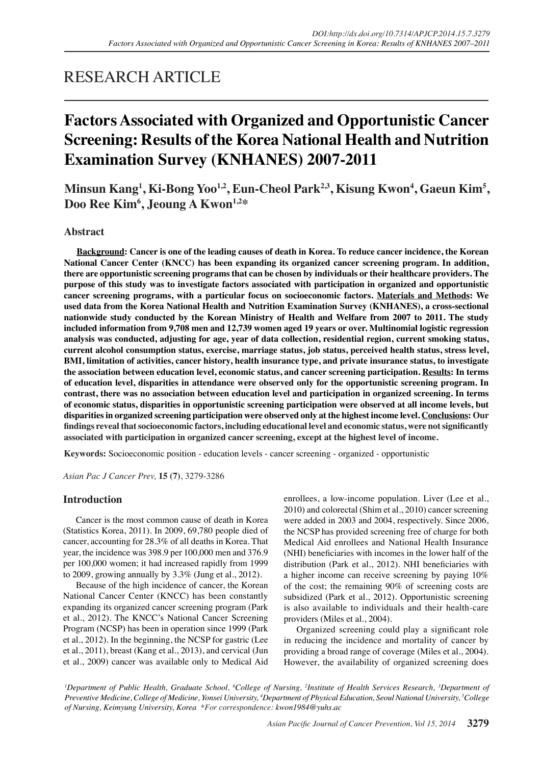RESEARCH ARTICLE

# Factors Associated with Organized and Opportunistic Cancer Screening: Results of the Korea National Health and Nutrition Examination Survey (KNHANES) 2007-2011

**Minsun Kang[1], Ki-Bong Yoo[1,2], Eun-Cheol Park[2,3], Kisung Kwon[4], Gaeun Kim[5], Doo Ree Kim[6], Jeoung A Kwon[1,2]***

## Abstract

**Background: Cancer is one of the leading causes of death in Korea. To reduce cancer incidence, the Korean National Cancer Center (KNCC) has been expanding its organized cancer screening program. In addition, there are opportunistic screening programs that can be chosen by individuals or their healthcare providers. The purpose of this study was to investigate factors associated with participation in organized and opportunistic cancer screening programs, with a particular focus on socioeconomic factors. Materials and Methods: We used data from the Korea National Health and Nutrition Examination Survey (KNHANES), a cross-sectional nationwide study conducted by the Korean Ministry of Health and Welfare from 2007 to 2011. The study included information from 9,708 men and 12,739 women aged 19 years or over. Multinomial logistic regression analysis was conducted, adjusting for age, year of data collection, residential region, current smoking status, current alcohol consumption status, exercise, marriage status, job status, perceived health status, stress level, BMI, limitation of activities, cancer history, health insurance type, and private insurance status, to investigate the association between education level, economic status, and cancer screening participation. Results: In terms of education level, disparities in attendance were observed only for the opportunistic screening program. In contrast, there was no association between education level and participation in organized screening. In terms of economic status, disparities in opportunistic screening participation were observed at all income levels, but disparities in organized screening participation were observed only at the highest income level. Conclusions: Our findings reveal that socioeconomic factors, including educational level and economic status, were not significantly associated with participation in organized cancer screening, except at the highest level of income.**

**Keywords:** Socioeconomic position - education levels - cancer screening - organized - opportunistic

*Asian Pac J Cancer Prev,* **15 (7)**, 3279-3286

## Introduction

Cancer is the most common cause of death in Korea (Statistics Korea, 2011). In 2009, 69,780 people died of cancer, accounting for 28.3% of all deaths in Korea. That year, the incidence was 398.9 per 100,000 men and 376.9 per 100,000 women; it had increased rapidly from 1999 to 2009, growing annually by 3.3% (Jung et al., 2012).

Because of the high incidence of cancer, the Korean National Cancer Center (KNCC) has been constantly expanding its organized cancer screening program (Park et al., 2012). The KNCC's National Cancer Screening Program (NCSP) has been in operation since 1999 (Park et al., 2012). In the beginning, the NCSP for gastric (Lee et al., 2011), breast (Kang et al., 2013), and cervical (Jun et al., 2009) cancer was available only to Medical Aid enrollees, a low-income population. Liver (Lee et al., 2010) and colorectal (Shim et al., 2010) cancer screening were added in 2003 and 2004, respectively. Since 2006, the NCSP has provided screening free of charge for both Medical Aid enrollees and National Health Insurance (NHI) beneficiaries with incomes in the lower half of the distribution (Park et al., 2012). NHI beneficiaries with a higher income can receive screening by paying 10% of the cost; the remaining 90% of screening costs are subsidized (Park et al., 2012). Opportunistic screening is also available to individuals and their health-care providers (Miles et al., 2004).

Organized screening could play a significant role in reducing the incidence and mortality of cancer by providing a broad range of coverage (Miles et al., 2004). However, the availability of organized screening does

[1]Department of Public Health, Graduate School, [6]College of Nursing, [2]Institute of Health Services Research, [3]Department of Preventive Medicine, College of Medicine, Yonsei University, [4]Department of Physical Education, Seoul National University, [5]College of Nursing, Keimyung University, Korea *For correspondence: kwon1984@yuhs.ac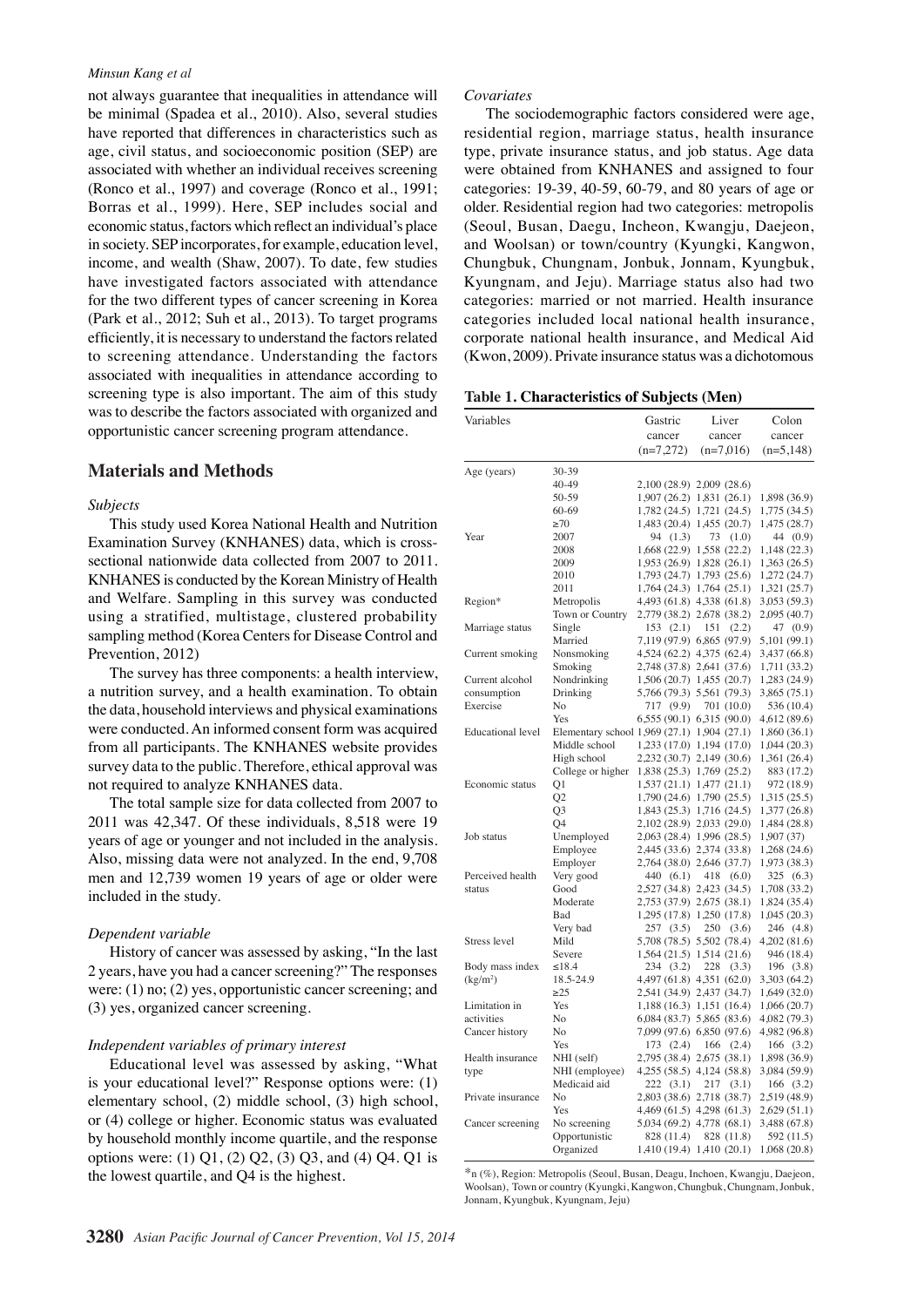not always guarantee that inequalities in attendance will be minimal (Spadea et al., 2010). Also, several studies have reported that differences in characteristics such as age, civil status, and socioeconomic position (SEP) are associated with whether an individual receives screening (Ronco et al., 1997) and coverage (Ronco et al., 1991; Borras et al., 1999). Here, SEP includes social and economic status, factors which reflect an individual's place in society. SEP incorporates, for example, education level, income, and wealth (Shaw, 2007). To date, few studies have investigated factors associated with attendance for the two different types of cancer screening in Korea (Park et al., 2012; Suh et al., 2013). To target programs efficiently, it is necessary to understand the factors related to screening attendance. Understanding the factors associated with inequalities in attendance according to screening type is also important. The aim of this study was to describe the factors associated with organized and opportunistic cancer screening program attendance.

## Materials and Methods

### *Subjects*

This study used Korea National Health and Nutrition Examination Survey (KNHANES) data, which is cross-sectional nationwide data collected from 2007 to 2011. KNHANES is conducted by the Korean Ministry of Health and Welfare. Sampling in this survey was conducted using a stratified, multistage, clustered probability sampling method (Korea Centers for Disease Control and Prevention, 2012)

The survey has three components: a health interview, a nutrition survey, and a health examination. To obtain the data, household interviews and physical examinations were conducted. An informed consent form was acquired from all participants. The KNHANES website provides survey data to the public. Therefore, ethical approval was not required to analyze KNHANES data.

The total sample size for data collected from 2007 to 2011 was 42,347. Of these individuals, 8,518 were 19 years of age or younger and not included in the analysis. Also, missing data were not analyzed. In the end, 9,708 men and 12,739 women 19 years of age or older were included in the study.

### *Dependent variable*

History of cancer was assessed by asking, "In the last 2 years, have you had a cancer screening?" The responses were: (1) no; (2) yes, opportunistic cancer screening; and (3) yes, organized cancer screening.

### *Independent variables of primary interest*

Educational level was assessed by asking, "What is your educational level?" Response options were: (1) elementary school, (2) middle school, (3) high school, or (4) college or higher. Economic status was evaluated by household monthly income quartile, and the response options were: (1) Q1, (2) Q2, (3) Q3, and (4) Q4. Q1 is the lowest quartile, and Q4 is the highest.

### *Covariates*

The sociodemographic factors considered were age, residential region, marriage status, health insurance type, private insurance status, and job status. Age data were obtained from KNHANES and assigned to four categories: 19-39, 40-59, 60-79, and 80 years of age or older. Residential region had two categories: metropolis (Seoul, Busan, Daegu, Incheon, Kwangju, Daejeon, and Woolsan) or town/country (Kyungki, Kangwon, Chungbuk, Chungnam, Jonbuk, Jonnam, Kyungbuk, Kyungnam, and Jeju). Marriage status also had two categories: married or not married. Health insurance categories included local national health insurance, corporate national health insurance, and Medical Aid (Kwon, 2009). Private insurance status was a dichotomous

**Table 1. Characteristics of Subjects (Men)**

| Variables | | Gastric cancer (n=7,272) | Liver cancer (n=7,016) | Colon cancer (n=5,148) |
|---|---|---|---|---|
| Age (years) | 30-39 | | | |
| | 40-49 | 2,100 (28.9) | 2,009 (28.6) | |
| | 50-59 | 1,907 (26.2) | 1,831 (26.1) | 1,898 (36.9) |
| | 60-69 | 1,782 (24.5) | 1,721 (24.5) | 1,775 (34.5) |
| | ≥70 | 1,483 (20.4) | 1,455 (20.7) | 1,475 (28.7) |
| Year | 2007 | 94 (1.3) | 73 (1.0) | 44 (0.9) |
| | 2008 | 1,668 (22.9) | 1,558 (22.2) | 1,148 (22.3) |
| | 2009 | 1,953 (26.9) | 1,828 (26.1) | 1,363 (26.5) |
| | 2010 | 1,793 (24.7) | 1,793 (25.6) | 1,272 (24.7) |
| | 2011 | 1,764 (24.3) | 1,764 (25.1) | 1,321 (25.7) |
| Region* | Metropolis | 4,493 (61.8) | 4,338 (61.8) | 3,053 (59.3) |
| | Town or Country | 2,779 (38.2) | 2,678 (38.2) | 2,095 (40.7) |
| Marriage status | Single | 153 (2.1) | 151 (2.2) | 47 (0.9) |
| | Married | 7,119 (97.9) | 6,865 (97.9) | 5,101 (99.1) |
| Current smoking | Nonsmoking | 4,524 (62.2) | 4,375 (62.4) | 3,437 (66.8) |
| | Smoking | 2,748 (37.8) | 2,641 (37.6) | 1,711 (33.2) |
| Current alcohol consumption | Nondrinking | 1,506 (20.7) | 1,455 (20.7) | 1,283 (24.9) |
| | Drinking | 5,766 (79.3) | 5,561 (79.3) | 3,865 (75.1) |
| Exercise | No | 717 (9.9) | 701 (10.0) | 536 (10.4) |
| | Yes | 6,555 (90.1) | 6,315 (90.0) | 4,612 (89.6) |
| Educational level | Elementary school | 1,969 (27.1) | 1,904 (27.1) | 1,860 (36.1) |
| | Middle school | 1,233 (17.0) | 1,194 (17.0) | 1,044 (20.3) |
| | High school | 2,232 (30.7) | 2,149 (30.6) | 1,361 (26.4) |
| | College or higher | 1,838 (25.3) | 1,769 (25.2) | 883 (17.2) |
| Economic status | Q1 | 1,537 (21.1) | 1,477 (21.1) | 972 (18.9) |
| | Q2 | 1,790 (24.6) | 1,790 (25.5) | 1,315 (25.5) |
| | Q3 | 1,843 (25.3) | 1,716 (24.5) | 1,377 (26.8) |
| | Q4 | 2,102 (28.9) | 2,033 (29.0) | 1,484 (28.8) |
| Job status | Unemployed | 2,063 (28.4) | 1,996 (28.5) | 1,907 (37) |
| | Employee | 2,445 (33.6) | 2,374 (33.8) | 1,268 (24.6) |
| | Employer | 2,764 (38.0) | 2,646 (37.7) | 1,973 (38.3) |
| Perceived health status | Very good | 440 (6.1) | 418 (6.0) | 325 (6.3) |
| | Good | 2,527 (34.8) | 2,423 (34.5) | 1,708 (33.2) |
| | Moderate | 2,753 (37.9) | 2,675 (38.1) | 1,824 (35.4) |
| | Bad | 1,295 (17.8) | 1,250 (17.8) | 1,045 (20.3) |
| | Very bad | 257 (3.5) | 250 (3.6) | 246 (4.8) |
| Stress level | Mild | 5,708 (78.5) | 5,502 (78.4) | 4,202 (81.6) |
| | Severe | 1,564 (21.5) | 1,514 (21.6) | 946 (18.4) |
| Body mass index (kg/m²) | ≤18.4 | 234 (3.2) | 228 (3.3) | 196 (3.8) |
| | 18.5-24.9 | 4,497 (61.8) | 4,351 (62.0) | 3,303 (64.2) |
| | ≥25 | 2,541 (34.9) | 2,437 (34.7) | 1,649 (32.0) |
| Limitation in activities | Yes | 1,188 (16.3) | 1,151 (16.4) | 1,066 (20.7) |
| | No | 6,084 (83.7) | 5,865 (83.6) | 4,082 (79.3) |
| Cancer history | No | 7,099 (97.6) | 6,850 (97.6) | 4,982 (96.8) |
| | Yes | 173 (2.4) | 166 (2.4) | 166 (3.2) |
| Health insurance type | NHI (self) | 2,795 (38.4) | 2,675 (38.1) | 1,898 (36.9) |
| | NHI (employee) | 4,255 (58.5) | 4,124 (58.8) | 3,084 (59.9) |
| | Medicaid aid | 222 (3.1) | 217 (3.1) | 166 (3.2) |
| Private insurance | No | 2,803 (38.6) | 2,718 (38.7) | 2,519 (48.9) |
| | Yes | 4,469 (61.5) | 4,298 (61.3) | 2,629 (51.1) |
| Cancer screening | No screening | 5,034 (69.2) | 4,778 (68.1) | 3,488 (67.8) |
| | Opportunistic | 828 (11.4) | 828 (11.8) | 592 (11.5) |
| | Organized | 1,410 (19.4) | 1,410 (20.1) | 1,068 (20.8) |

*n (%), Region: Metropolis (Seoul, Busan, Deagu, Inchoen, Kwangju, Daejeon, Woolsan), Town or country (Kyungki, Kangwon, Chungbuk, Chungnam, Jonbuk, Jonnam, Kyungbuk, Kyungnam, Jeju)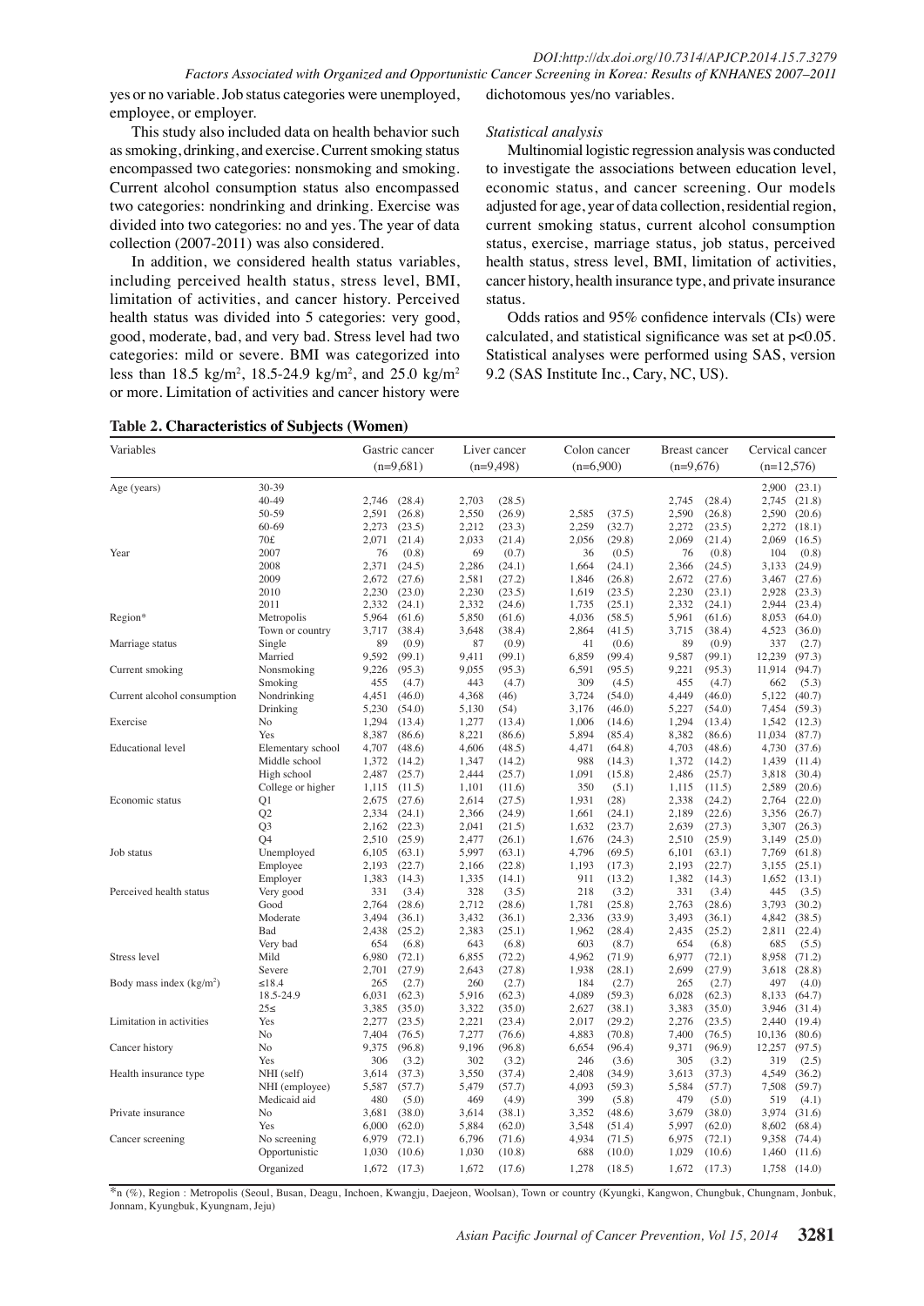yes or no variable. Job status categories were unemployed, employee, or employer.

This study also included data on health behavior such as smoking, drinking, and exercise. Current smoking status encompassed two categories: nonsmoking and smoking. Current alcohol consumption status also encompassed two categories: nondrinking and drinking. Exercise was divided into two categories: no and yes. The year of data collection (2007-2011) was also considered.

In addition, we considered health status variables, including perceived health status, stress level, BMI, limitation of activities, and cancer history. Perceived health status was divided into 5 categories: very good, good, moderate, bad, and very bad. Stress level had two categories: mild or severe. BMI was categorized into less than 18.5 kg/m$^2$, 18.5-24.9 kg/m$^2$, and 25.0 kg/m$^2$ or more. Limitation of activities and cancer history were dichotomous yes/no variables.

*Statistical analysis*

Multinomial logistic regression analysis was conducted to investigate the associations between education level, economic status, and cancer screening. Our models adjusted for age, year of data collection, residential region, current smoking status, current alcohol consumption status, exercise, marriage status, job status, perceived health status, stress level, BMI, limitation of activities, cancer history, health insurance type, and private insurance status.

Odds ratios and 95% confidence intervals (CIs) were calculated, and statistical significance was set at $p<0.05$. Statistical analyses were performed using SAS, version 9.2 (SAS Institute Inc., Cary, NC, US).

**Table 2. Characteristics of Subjects (Women)**

| Variables | | Gastric cancer (n=9,681) | Liver cancer (n=9,498) | Colon cancer (n=6,900) | Breast cancer (n=9,676) | Cervical cancer (n=12,576) |
|---|---|---|---|---|---|---|
| Age (years) | 30-39 | | | | | 2,900 (23.1) |
| | 40-49 | 2,746 (28.4) | 2,703 (28.5) | | 2,745 (28.4) | 2,745 (21.8) |
| | 50-59 | 2,591 (26.8) | 2,550 (26.9) | 2,585 (37.5) | 2,590 (26.8) | 2,590 (20.6) |
| | 60-69 | 2,273 (23.5) | 2,212 (23.3) | 2,259 (32.7) | 2,272 (23.5) | 2,272 (18.1) |
| | 70£ | 2,071 (21.4) | 2,033 (21.4) | 2,056 (29.8) | 2,069 (21.4) | 2,069 (16.5) |
| Year | 2007 | 76 (0.8) | 69 (0.7) | 36 (0.5) | 76 (0.8) | 104 (0.8) |
| | 2008 | 2,371 (24.5) | 2,286 (24.1) | 1,664 (24.1) | 2,366 (24.5) | 3,133 (24.9) |
| | 2009 | 2,672 (27.6) | 2,581 (27.2) | 1,846 (26.8) | 2,672 (27.6) | 3,467 (27.6) |
| | 2010 | 2,230 (23.0) | 2,230 (23.5) | 1,619 (23.5) | 2,230 (23.1) | 2,928 (23.3) |
| | 2011 | 2,332 (24.1) | 2,332 (24.6) | 1,735 (25.1) | 2,332 (24.1) | 2,944 (23.4) |
| Region* | Metropolis | 5,964 (61.6) | 5,850 (61.6) | 4,036 (58.5) | 5,961 (61.6) | 8,053 (64.0) |
| | Town or country | 3,717 (38.4) | 3,648 (38.4) | 2,864 (41.5) | 3,715 (38.4) | 4,523 (36.0) |
| Marriage status | Single | 89 (0.9) | 87 (0.9) | 41 (0.6) | 89 (0.9) | 337 (2.7) |
| | Married | 9,592 (99.1) | 9,411 (99.1) | 6,859 (99.4) | 9,587 (99.1) | 12,239 (97.3) |
| Current smoking | Nonsmoking | 9,226 (95.3) | 9,055 (95.3) | 6,591 (95.5) | 9,221 (95.3) | 11,914 (94.7) |
| | Smoking | 455 (4.7) | 443 (4.7) | 309 (4.5) | 455 (4.7) | 662 (5.3) |
| Current alcohol consumption | Nondrinking | 4,451 (46.0) | 4,368 (46) | 3,724 (54.0) | 4,449 (46.0) | 5,122 (40.7) |
| | Drinking | 5,230 (54.0) | 5,130 (54) | 3,176 (46.0) | 5,227 (54.0) | 7,454 (59.3) |
| Exercise | No | 1,294 (13.4) | 1,277 (13.4) | 1,006 (14.6) | 1,294 (13.4) | 1,542 (12.3) |
| | Yes | 8,387 (86.6) | 8,221 (86.6) | 5,894 (85.4) | 8,382 (86.6) | 11,034 (87.7) |
| Educational level | Elementary school | 4,707 (48.6) | 4,606 (48.5) | 4,471 (64.8) | 4,703 (48.6) | 4,730 (37.6) |
| | Middle school | 1,372 (14.2) | 1,347 (14.2) | 988 (14.3) | 1,372 (14.2) | 1,439 (11.4) |
| | High school | 2,487 (25.7) | 2,444 (25.7) | 1,091 (15.8) | 2,486 (25.7) | 3,818 (30.4) |
| | College or higher | 1,115 (11.5) | 1,101 (11.6) | 350 (5.1) | 1,115 (11.5) | 2,589 (20.6) |
| Economic status | Q1 | 2,675 (27.6) | 2,614 (27.5) | 1,931 (28) | 2,338 (24.2) | 2,764 (22.0) |
| | Q2 | 2,334 (24.1) | 2,366 (24.9) | 1,661 (24.1) | 2,189 (22.6) | 3,356 (26.7) |
| | Q3 | 2,162 (22.3) | 2,041 (21.5) | 1,632 (23.7) | 2,639 (27.3) | 3,307 (26.3) |
| | Q4 | 2,510 (25.9) | 2,477 (26.1) | 1,676 (24.3) | 2,510 (25.9) | 3,149 (25.0) |
| Job status | Unemployed | 6,105 (63.1) | 5,997 (63.1) | 4,796 (69.5) | 6,101 (63.1) | 7,769 (61.8) |
| | Employee | 2,193 (22.7) | 2,166 (22.8) | 1,193 (17.3) | 2,193 (22.7) | 3,155 (25.1) |
| | Employer | 1,383 (14.3) | 1,335 (14.1) | 911 (13.2) | 1,382 (14.3) | 1,652 (13.1) |
| Perceived health status | Very good | 331 (3.4) | 328 (3.5) | 218 (3.2) | 331 (3.4) | 445 (3.5) |
| | Good | 2,764 (28.6) | 2,712 (28.6) | 1,781 (25.8) | 2,763 (28.6) | 3,793 (30.2) |
| | Moderate | 3,494 (36.1) | 3,432 (36.1) | 2,336 (33.9) | 3,493 (36.1) | 4,842 (38.5) |
| | Bad | 2,438 (25.2) | 2,383 (25.1) | 1,962 (28.4) | 2,435 (25.2) | 2,811 (22.4) |
| | Very bad | 654 (6.8) | 643 (6.8) | 603 (8.7) | 654 (6.8) | 685 (5.5) |
| Stress level | Mild | 6,980 (72.1) | 6,855 (72.2) | 4,962 (71.9) | 6,977 (72.1) | 8,958 (71.2) |
| | Severe | 2,701 (27.9) | 2,643 (27.8) | 1,938 (28.1) | 2,699 (27.9) | 3,618 (28.8) |
| Body mass index (kg/m$^2$) | ≤18.4 | 265 (2.7) | 260 (2.7) | 184 (2.7) | 265 (2.7) | 497 (4.0) |
| | 18.5-24.9 | 6,031 (62.3) | 5,916 (62.3) | 4,089 (59.3) | 6,028 (62.3) | 8,133 (64.7) |
| | 25≤ | 3,385 (35.0) | 3,322 (35.0) | 2,627 (38.1) | 3,383 (35.0) | 3,946 (31.4) |
| Limitation in activities | Yes | 2,277 (23.5) | 2,221 (23.4) | 2,017 (29.2) | 2,276 (23.5) | 2,440 (19.4) |
| | No | 7,404 (76.5) | 7,277 (76.6) | 4,883 (70.8) | 7,400 (76.5) | 10,136 (80.6) |
| Cancer history | No | 9,375 (96.8) | 9,196 (96.8) | 6,654 (96.4) | 9,371 (96.9) | 12,257 (97.5) |
| | Yes | 306 (3.2) | 302 (3.2) | 246 (3.6) | 305 (3.2) | 319 (2.5) |
| Health insurance type | NHI (self) | 3,614 (37.3) | 3,550 (37.4) | 2,408 (34.9) | 3,613 (37.3) | 4,549 (36.2) |
| | NHI (employee) | 5,587 (57.7) | 5,479 (57.7) | 4,093 (59.3) | 5,584 (57.7) | 7,508 (59.7) |
| | Medicaid aid | 480 (5.0) | 469 (4.9) | 399 (5.8) | 479 (5.0) | 519 (4.1) |
| Private insurance | No | 3,681 (38.0) | 3,614 (38.1) | 3,352 (48.6) | 3,679 (38.0) | 3,974 (31.6) |
| | Yes | 6,000 (62.0) | 5,884 (62.0) | 3,548 (51.4) | 5,997 (62.0) | 8,602 (68.4) |
| Cancer screening | No screening | 6,979 (72.1) | 6,796 (71.6) | 4,934 (71.5) | 6,975 (72.1) | 9,358 (74.4) |
| | Opportunistic | 1,030 (10.6) | 1,030 (10.8) | 688 (10.0) | 1,029 (10.6) | 1,460 (11.6) |
| | Organized | 1,672 (17.3) | 1,672 (17.6) | 1,278 (18.5) | 1,672 (17.3) | 1,758 (14.0) |

*n (%), Region : Metropolis (Seoul, Busan, Deagu, Inchoen, Kwangju, Daejeon, Woolsan), Town or country (Kyungki, Kangwon, Chungbuk, Chungnam, Jonbuk, Jonnam, Kyungbuk, Kyungnam, Jeju)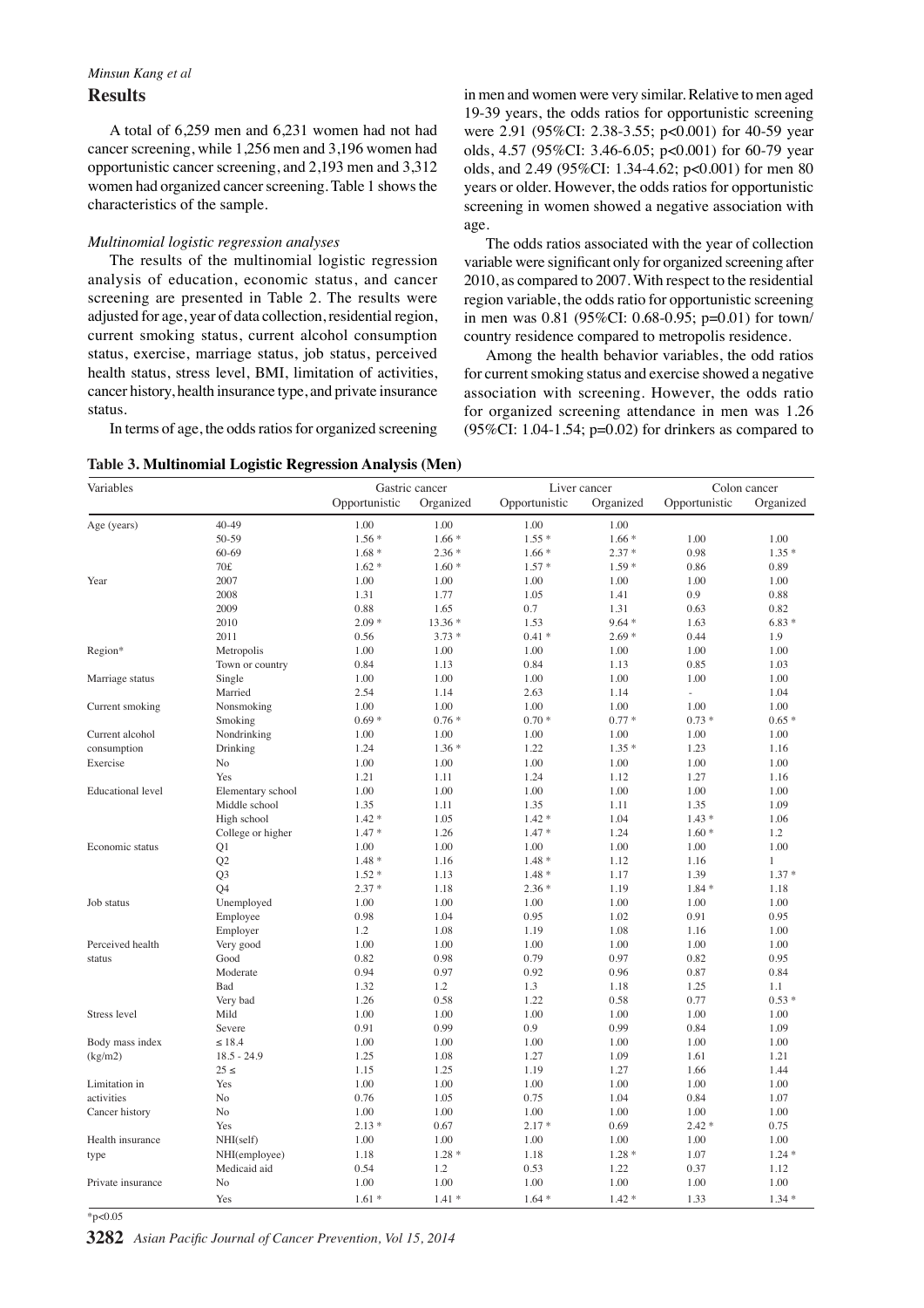## Results

A total of 6,259 men and 6,231 women had not had cancer screening, while 1,256 men and 3,196 women had opportunistic cancer screening, and 2,193 men and 3,312 women had organized cancer screening. Table 1 shows the characteristics of the sample.

### *Multinomial logistic regression analyses*

The results of the multinomial logistic regression analysis of education, economic status, and cancer screening are presented in Table 2. The results were adjusted for age, year of data collection, residential region, current smoking status, current alcohol consumption status, exercise, marriage status, job status, perceived health status, stress level, BMI, limitation of activities, cancer history, health insurance type, and private insurance status.

In terms of age, the odds ratios for organized screening in men and women were very similar. Relative to men aged 19-39 years, the odds ratios for opportunistic screening were 2.91 (95%CI: 2.38-3.55; p<0.001) for 40-59 year olds, 4.57 (95%CI: 3.46-6.05; p<0.001) for 60-79 year olds, and 2.49 (95%CI: 1.34-4.62; p<0.001) for men 80 years or older. However, the odds ratios for opportunistic screening in women showed a negative association with age.

The odds ratios associated with the year of collection variable were significant only for organized screening after 2010, as compared to 2007. With respect to the residential region variable, the odds ratio for opportunistic screening in men was 0.81 (95%CI: 0.68-0.95; p=0.01) for town/country residence compared to metropolis residence.

Among the health behavior variables, the odd ratios for current smoking status and exercise showed a negative association with screening. However, the odds ratio for organized screening attendance in men was 1.26 (95%CI: 1.04-1.54; p=0.02) for drinkers as compared to

**Table 3. Multinomial Logistic Regression Analysis (Men)**

| Variables | | Gastric cancer | | Liver cancer | | Colon cancer | |
|---|---|---|---|---|---|---|---|
| | | Opportunistic | Organized | Opportunistic | Organized | Opportunistic | Organized |
| Age (years) | 40-49 | 1.00 | 1.00 | 1.00 | 1.00 | | |
| | 50-59 | 1.56 * | 1.66 * | 1.55 * | 1.66 * | 1.00 | 1.00 |
| | 60-69 | 1.68 * | 2.36 * | 1.66 * | 2.37 * | 0.98 | 1.35 * |
| | 70£ | 1.62 * | 1.60 * | 1.57 * | 1.59 * | 0.86 | 0.89 |
| Year | 2007 | 1.00 | 1.00 | 1.00 | 1.00 | 1.00 | 1.00 |
| | 2008 | 1.31 | 1.77 | 1.05 | 1.41 | 0.9 | 0.88 |
| | 2009 | 0.88 | 1.65 | 0.7 | 1.31 | 0.63 | 0.82 |
| | 2010 | 2.09 * | 13.36 * | 1.53 | 9.64 * | 1.63 | 6.83 * |
| | 2011 | 0.56 | 3.73 * | 0.41 * | 2.69 * | 0.44 | 1.9 |
| Region* | Metropolis | 1.00 | 1.00 | 1.00 | 1.00 | 1.00 | 1.00 |
| | Town or country | 0.84 | 1.13 | 0.84 | 1.13 | 0.85 | 1.03 |
| Marriage status | Single | 1.00 | 1.00 | 1.00 | 1.00 | 1.00 | 1.00 |
| | Married | 2.54 | 1.14 | 2.63 | 1.14 | - | 1.04 |
| Current smoking | Nonsmoking | 1.00 | 1.00 | 1.00 | 1.00 | 1.00 | 1.00 |
| | Smoking | 0.69 * | 0.76 * | 0.70 * | 0.77 * | 0.73 * | 0.65 * |
| Current alcohol consumption | Nondrinking | 1.00 | 1.00 | 1.00 | 1.00 | 1.00 | 1.00 |
| | Drinking | 1.24 | 1.36 * | 1.22 | 1.35 * | 1.23 | 1.16 |
| Exercise | No | 1.00 | 1.00 | 1.00 | 1.00 | 1.00 | 1.00 |
| | Yes | 1.21 | 1.11 | 1.24 | 1.12 | 1.27 | 1.16 |
| Educational level | Elementary school | 1.00 | 1.00 | 1.00 | 1.00 | 1.00 | 1.00 |
| | Middle school | 1.35 | 1.11 | 1.35 | 1.11 | 1.35 | 1.09 |
| | High school | 1.42 * | 1.05 | 1.42 * | 1.04 | 1.43 * | 1.06 |
| | College or higher | 1.47 * | 1.26 | 1.47 * | 1.24 | 1.60 * | 1.2 |
| Economic status | Q1 | 1.00 | 1.00 | 1.00 | 1.00 | 1.00 | 1.00 |
| | Q2 | 1.48 * | 1.16 | 1.48 * | 1.12 | 1.16 | 1 |
| | Q3 | 1.52 * | 1.13 | 1.48 * | 1.17 | 1.39 | 1.37 * |
| | Q4 | 2.37 * | 1.18 | 2.36 * | 1.19 | 1.84 * | 1.18 |
| Job status | Unemployed | 1.00 | 1.00 | 1.00 | 1.00 | 1.00 | 1.00 |
| | Employee | 0.98 | 1.04 | 0.95 | 1.02 | 0.91 | 0.95 |
| | Employer | 1.2 | 1.08 | 1.19 | 1.08 | 1.16 | 1.00 |
| Perceived health status | Very good | 1.00 | 1.00 | 1.00 | 1.00 | 1.00 | 1.00 |
| | Good | 0.82 | 0.98 | 0.79 | 0.97 | 0.82 | 0.95 |
| | Moderate | 0.94 | 0.97 | 0.92 | 0.96 | 0.87 | 0.84 |
| | Bad | 1.32 | 1.2 | 1.3 | 1.18 | 1.25 | 1.1 |
| | Very bad | 1.26 | 0.58 | 1.22 | 0.58 | 0.77 | 0.53 * |
| Stress level | Mild | 1.00 | 1.00 | 1.00 | 1.00 | 1.00 | 1.00 |
| | Severe | 0.91 | 0.99 | 0.9 | 0.99 | 0.84 | 1.09 |
| Body mass index (kg/m2) | ≤ 18.4 | 1.00 | 1.00 | 1.00 | 1.00 | 1.00 | 1.00 |
| | 18.5 - 24.9 | 1.25 | 1.08 | 1.27 | 1.09 | 1.61 | 1.21 |
| | 25 ≤ | 1.15 | 1.25 | 1.19 | 1.27 | 1.66 | 1.44 |
| Limitation in activities | Yes | 1.00 | 1.00 | 1.00 | 1.00 | 1.00 | 1.00 |
| | No | 0.76 | 1.05 | 0.75 | 1.04 | 0.84 | 1.07 |
| Cancer history | No | 1.00 | 1.00 | 1.00 | 1.00 | 1.00 | 1.00 |
| | Yes | 2.13 * | 0.67 | 2.17 * | 0.69 | 2.42 * | 0.75 |
| Health insurance type | NHI(self) | 1.00 | 1.00 | 1.00 | 1.00 | 1.00 | 1.00 |
| | NHI(employee) | 1.18 | 1.28 * | 1.18 | 1.28 * | 1.07 | 1.24 * |
| | Medicaid aid | 0.54 | 1.2 | 0.53 | 1.22 | 0.37 | 1.12 |
| Private insurance | No | 1.00 | 1.00 | 1.00 | 1.00 | 1.00 | 1.00 |
| | Yes | 1.61 * | 1.41 * | 1.64 * | 1.42 * | 1.33 | 1.34 * |

*p<0.05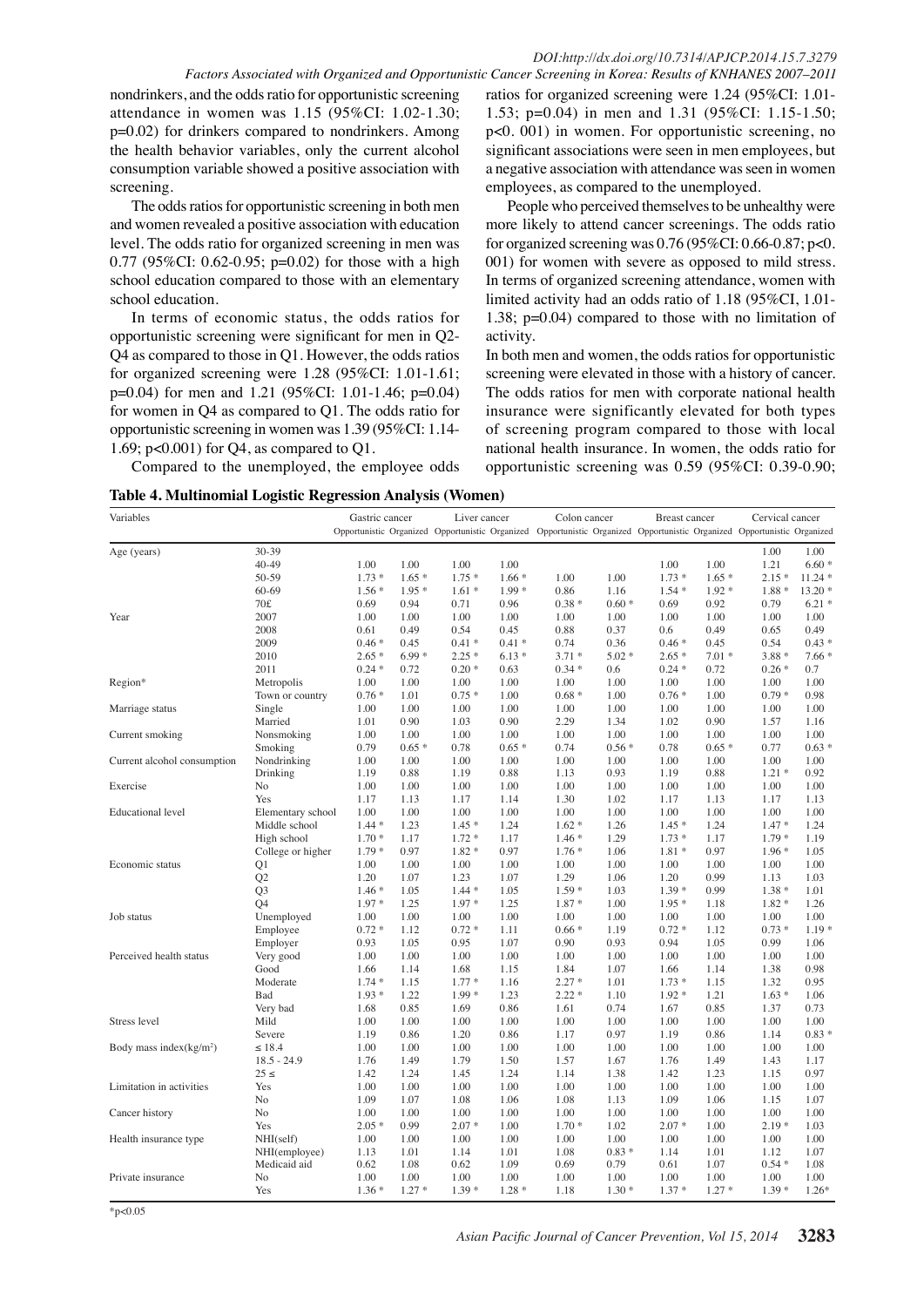nondrinkers, and the odds ratio for opportunistic screening attendance in women was 1.15 (95%CI: 1.02-1.30; p=0.02) for drinkers compared to nondrinkers. Among the health behavior variables, only the current alcohol consumption variable showed a positive association with screening.

The odds ratios for opportunistic screening in both men and women revealed a positive association with education level. The odds ratio for organized screening in men was 0.77 (95%CI: 0.62-0.95; p=0.02) for those with a high school education compared to those with an elementary school education.

In terms of economic status, the odds ratios for opportunistic screening were significant for men in Q2-Q4 as compared to those in Q1. However, the odds ratios for organized screening were 1.28 (95%CI: 1.01-1.61; p=0.04) for men and 1.21 (95%CI: 1.01-1.46; p=0.04) for women in Q4 as compared to Q1. The odds ratio for opportunistic screening in women was 1.39 (95%CI: 1.14-1.69; p<0.001) for Q4, as compared to Q1.

Compared to the unemployed, the employee odds ratios for organized screening were 1.24 (95%CI: 1.01-1.53; p=0.04) in men and 1.31 (95%CI: 1.15-1.50; p<0. 001) in women. For opportunistic screening, no significant associations were seen in men employees, but a negative association with attendance was seen in women employees, as compared to the unemployed.

People who perceived themselves to be unhealthy were more likely to attend cancer screenings. The odds ratio for organized screening was 0.76 (95%CI: 0.66-0.87; p<0. 001) for women with severe as opposed to mild stress. In terms of organized screening attendance, women with limited activity had an odds ratio of 1.18 (95%CI, 1.01-1.38; p=0.04) compared to those with no limitation of activity.

In both men and women, the odds ratios for opportunistic screening were elevated in those with a history of cancer. The odds ratios for men with corporate national health insurance were significantly elevated for both types of screening program compared to those with local national health insurance. In women, the odds ratio for opportunistic screening was 0.59 (95%CI: 0.39-0.90;

**Table 4. Multinomial Logistic Regression Analysis (Women)**

| Variables | | Gastric cancer | | Liver cancer | | Colon cancer | | Breast cancer | | Cervical cancer | |
|---|---|---|---|---|---|---|---|---|---|---|---|
| | | Opportunistic | Organized | Opportunistic | Organized | Opportunistic | Organized | Opportunistic | Organized | Opportunistic | Organized |
| Age (years) | 30-39 | | | | | | | | | 1.00 | 1.00 |
| | 40-49 | 1.00 | 1.00 | 1.00 | 1.00 | | | 1.00 | 1.00 | 1.21 | 6.60 * |
| | 50-59 | 1.73 * | 1.65 * | 1.75 * | 1.66 * | 1.00 | 1.00 | 1.73 * | 1.65 * | 2.15 * | 11.24 * |
| | 60-69 | 1.56 * | 1.95 * | 1.61 * | 1.99 * | 0.86 | 1.16 | 1.54 * | 1.92 * | 1.88 * | 13.20 * |
| | 70£ | 0.69 | 0.94 | 0.71 | 0.96 | 0.38 * | 0.60 * | 0.69 | 0.92 | 0.79 | 6.21 * |
| Year | 2007 | 1.00 | 1.00 | 1.00 | 1.00 | 1.00 | 1.00 | 1.00 | 1.00 | 1.00 | 1.00 |
| | 2008 | 0.61 | 0.49 | 0.54 | 0.45 | 0.88 | 0.37 | 0.6 | 0.49 | 0.65 | 0.49 |
| | 2009 | 0.46 * | 0.45 | 0.41 * | 0.41 * | 0.74 | 0.36 | 0.46 * | 0.45 | 0.54 | 0.43 * |
| | 2010 | 2.65 * | 6.99 * | 2.25 * | 6.13 * | 3.71 * | 5.02 * | 2.65 * | 7.01 * | 3.88 * | 7.66 * |
| | 2011 | 0.24 * | 0.72 | 0.20 * | 0.63 | 0.34 * | 0.6 | 0.24 * | 0.72 | 0.26 * | 0.7 |
| Region* | Metropolis | 1.00 | 1.00 | 1.00 | 1.00 | 1.00 | 1.00 | 1.00 | 1.00 | 1.00 | 1.00 |
| | Town or country | 0.76 * | 1.01 | 0.75 * | 1.00 | 0.68 * | 1.00 | 0.76 * | 1.00 | 0.79 * | 0.98 |
| Marriage status | Single | 1.00 | 1.00 | 1.00 | 1.00 | 1.00 | 1.00 | 1.00 | 1.00 | 1.00 | 1.00 |
| | Married | 1.01 | 0.90 | 1.03 | 0.90 | 2.29 | 1.34 | 1.02 | 0.90 | 1.57 | 1.16 |
| Current smoking | Nonsmoking | 1.00 | 1.00 | 1.00 | 1.00 | 1.00 | 1.00 | 1.00 | 1.00 | 1.00 | 1.00 |
| | Smoking | 0.79 | 0.65 * | 0.78 | 0.65 * | 0.74 | 0.56 * | 0.78 | 0.65 * | 0.77 | 0.63 * |
| Current alcohol consumption | Nondrinking | 1.00 | 1.00 | 1.00 | 1.00 | 1.00 | 1.00 | 1.00 | 1.00 | 1.00 | 1.00 |
| | Drinking | 1.19 | 0.88 | 1.19 | 0.88 | 1.13 | 0.93 | 1.19 | 0.88 | 1.21 * | 0.92 |
| Exercise | No | 1.00 | 1.00 | 1.00 | 1.00 | 1.00 | 1.00 | 1.00 | 1.00 | 1.00 | 1.00 |
| | Yes | 1.17 | 1.13 | 1.17 | 1.14 | 1.30 | 1.02 | 1.17 | 1.13 | 1.17 | 1.13 |
| Educational level | Elementary school | 1.00 | 1.00 | 1.00 | 1.00 | 1.00 | 1.00 | 1.00 | 1.00 | 1.00 | 1.00 |
| | Middle school | 1.44 * | 1.23 | 1.45 * | 1.24 | 1.62 * | 1.26 | 1.45 * | 1.24 | 1.47 * | 1.24 |
| | High school | 1.70 * | 1.17 | 1.72 * | 1.17 | 1.46 * | 1.29 | 1.73 * | 1.17 | 1.79 * | 1.19 |
| | College or higher | 1.79 * | 0.97 | 1.82 * | 0.97 | 1.76 * | 1.06 | 1.81 * | 0.97 | 1.96 * | 1.05 |
| Economic status | Q1 | 1.00 | 1.00 | 1.00 | 1.00 | 1.00 | 1.00 | 1.00 | 1.00 | 1.00 | 1.00 |
| | Q2 | 1.20 | 1.07 | 1.23 | 1.07 | 1.29 | 1.06 | 1.20 | 0.99 | 1.13 | 1.03 |
| | Q3 | 1.46 * | 1.05 | 1.44 * | 1.05 | 1.59 * | 1.03 | 1.39 * | 0.99 | 1.38 * | 1.01 |
| | Q4 | 1.97 * | 1.25 | 1.97 * | 1.25 | 1.87 * | 1.00 | 1.95 * | 1.18 | 1.82 * | 1.26 |
| Job status | Unemployed | 1.00 | 1.00 | 1.00 | 1.00 | 1.00 | 1.00 | 1.00 | 1.00 | 1.00 | 1.00 |
| | Employee | 0.72 * | 1.12 | 0.72 * | 1.11 | 0.66 * | 1.19 | 0.72 * | 1.12 | 0.73 * | 1.19 * |
| | Employer | 0.93 | 1.05 | 0.95 | 1.07 | 0.90 | 0.93 | 0.94 | 1.05 | 0.99 | 1.06 |
| Perceived health status | Very good | 1.00 | 1.00 | 1.00 | 1.00 | 1.00 | 1.00 | 1.00 | 1.00 | 1.00 | 1.00 |
| | Good | 1.66 | 1.14 | 1.68 | 1.15 | 1.84 | 1.07 | 1.66 | 1.14 | 1.38 | 0.98 |
| | Moderate | 1.74 * | 1.15 | 1.77 * | 1.16 | 2.27 * | 1.01 | 1.73 * | 1.15 | 1.32 | 0.95 |
| | Bad | 1.93 * | 1.22 | 1.99 * | 1.23 | 2.22 * | 1.10 | 1.92 * | 1.21 | 1.63 * | 1.06 |
| | Very bad | 1.68 | 0.85 | 1.69 | 0.86 | 1.61 | 0.74 | 1.67 | 0.85 | 1.37 | 0.73 |
| Stress level | Mild | 1.00 | 1.00 | 1.00 | 1.00 | 1.00 | 1.00 | 1.00 | 1.00 | 1.00 | 1.00 |
| | Severe | 1.19 | 0.86 | 1.20 | 0.86 | 1.17 | 0.97 | 1.19 | 0.86 | 1.14 | 0.83 * |
| Body mass index($kg/m^2$) | ≤ 18.4 | 1.00 | 1.00 | 1.00 | 1.00 | 1.00 | 1.00 | 1.00 | 1.00 | 1.00 | 1.00 |
| | 18.5 - 24.9 | 1.76 | 1.49 | 1.79 | 1.50 | 1.57 | 1.67 | 1.76 | 1.49 | 1.43 | 1.17 |
| | 25 ≤ | 1.42 | 1.24 | 1.45 | 1.24 | 1.14 | 1.38 | 1.42 | 1.23 | 1.15 | 0.97 |
| Limitation in activities | Yes | 1.00 | 1.00 | 1.00 | 1.00 | 1.00 | 1.00 | 1.00 | 1.00 | 1.00 | 1.00 |
| | No | 1.09 | 1.07 | 1.08 | 1.06 | 1.08 | 1.13 | 1.09 | 1.06 | 1.15 | 1.07 |
| Cancer history | No | 1.00 | 1.00 | 1.00 | 1.00 | 1.00 | 1.00 | 1.00 | 1.00 | 1.00 | 1.00 |
| | Yes | 2.05 * | 0.99 | 2.07 * | 1.00 | 1.70 * | 1.02 | 2.07 * | 1.00 | 2.19 * | 1.03 |
| Health insurance type | NHI(self) | 1.00 | 1.00 | 1.00 | 1.00 | 1.00 | 1.00 | 1.00 | 1.00 | 1.00 | 1.00 |
| | NHI(employee) | 1.13 | 1.01 | 1.14 | 1.01 | 1.08 | 0.83 * | 1.14 | 1.01 | 1.12 | 1.07 |
| | Medicaid aid | 0.62 | 1.08 | 0.62 | 1.09 | 0.69 | 0.79 | 0.61 | 1.07 | 0.54 * | 1.08 |
| Private insurance | No | 1.00 | 1.00 | 1.00 | 1.00 | 1.00 | 1.00 | 1.00 | 1.00 | 1.00 | 1.00 |
| | Yes | 1.36 * | 1.27 * | 1.39 * | 1.28 * | 1.18 | 1.30 * | 1.37 * | 1.27 * | 1.39 * | 1.26* |

*p<0.05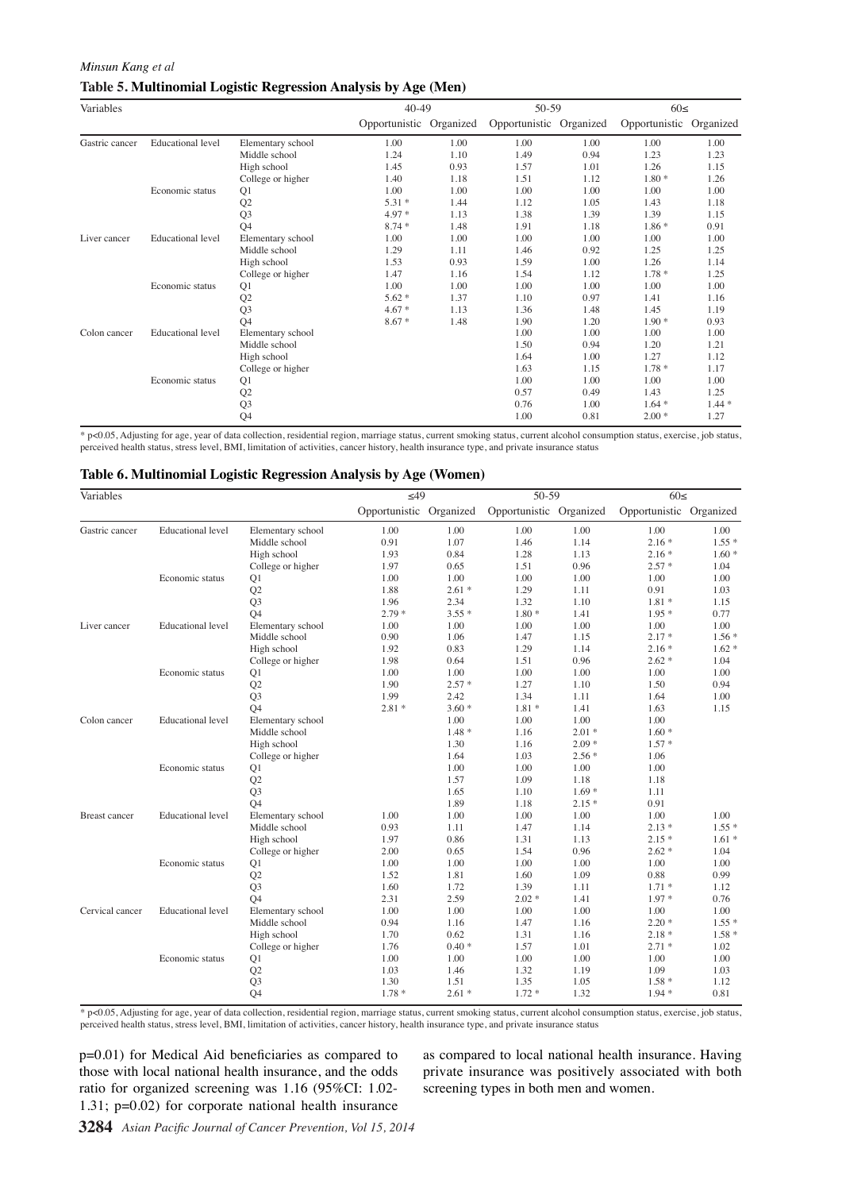**Table 5. Multinomial Logistic Regression Analysis by Age (Men)**

| Variables | | | 40-49 | | 50-59 | | 60≤ | |
|---|---|---|---|---|---|---|---|---|
| | | | Opportunistic | Organized | Opportunistic | Organized | Opportunistic | Organized |
| Gastric cancer | Educational level | Elementary school | 1.00 | 1.00 | 1.00 | 1.00 | 1.00 | 1.00 |
| | | Middle school | 1.24 | 1.10 | 1.49 | 0.94 | 1.23 | 1.23 |
| | | High school | 1.45 | 0.93 | 1.57 | 1.01 | 1.26 | 1.15 |
| | | College or higher | 1.40 | 1.18 | 1.51 | 1.12 | 1.80 * | 1.26 |
| | Economic status | Q1 | 1.00 | 1.00 | 1.00 | 1.00 | 1.00 | 1.00 |
| | | Q2 | 5.31 * | 1.44 | 1.12 | 1.05 | 1.43 | 1.18 |
| | | Q3 | 4.97 * | 1.13 | 1.38 | 1.39 | 1.39 | 1.15 |
| | | Q4 | 8.74 * | 1.48 | 1.91 | 1.18 | 1.86 * | 0.91 |
| Liver cancer | Educational level | Elementary school | 1.00 | 1.00 | 1.00 | 1.00 | 1.00 | 1.00 |
| | | Middle school | 1.29 | 1.11 | 1.46 | 0.92 | 1.25 | 1.25 |
| | | High school | 1.53 | 0.93 | 1.59 | 1.00 | 1.26 | 1.14 |
| | | College or higher | 1.47 | 1.16 | 1.54 | 1.12 | 1.78 * | 1.25 |
| | Economic status | Q1 | 1.00 | 1.00 | 1.00 | 1.00 | 1.00 | 1.00 |
| | | Q2 | 5.62 * | 1.37 | 1.10 | 0.97 | 1.41 | 1.16 |
| | | Q3 | 4.67 * | 1.13 | 1.36 | 1.48 | 1.45 | 1.19 |
| | | Q4 | 8.67 * | 1.48 | 1.90 | 1.20 | 1.90 * | 0.93 |
| Colon cancer | Educational level | Elementary school | | | 1.00 | 1.00 | 1.00 | 1.00 |
| | | Middle school | | | 1.50 | 0.94 | 1.20 | 1.21 |
| | | High school | | | 1.64 | 1.00 | 1.27 | 1.12 |
| | | College or higher | | | 1.63 | 1.15 | 1.78 * | 1.17 |
| | Economic status | Q1 | | | 1.00 | 1.00 | 1.00 | 1.00 |
| | | Q2 | | | 0.57 | 0.49 | 1.43 | 1.25 |
| | | Q3 | | | 0.76 | 1.00 | 1.64 * | 1.44 * |
| | | Q4 | | | 1.00 | 0.81 | 2.00 * | 1.27 |

\* p<0.05, Adjusting for age, year of data collection, residential region, marriage status, current smoking status, current alcohol consumption status, exercise, job status, perceived health status, stress level, BMI, limitation of activities, cancer history, health insurance type, and private insurance status

**Table 6. Multinomial Logistic Regression Analysis by Age (Women)**

| Variables | | | ≤49 | | 50-59 | | 60≤ | |
|---|---|---|---|---|---|---|---|---|
| | | | Opportunistic | Organized | Opportunistic | Organized | Opportunistic | Organized |
| Gastric cancer | Educational level | Elementary school | 1.00 | 1.00 | 1.00 | 1.00 | 1.00 | 1.00 |
| | | Middle school | 0.91 | 1.07 | 1.46 | 1.14 | 2.16 * | 1.55 * |
| | | High school | 1.93 | 0.84 | 1.28 | 1.13 | 2.16 * | 1.60 * |
| | | College or higher | 1.97 | 0.65 | 1.51 | 0.96 | 2.57 * | 1.04 |
| | Economic status | Q1 | 1.00 | 1.00 | 1.00 | 1.00 | 1.00 | 1.00 |
| | | Q2 | 1.88 | 2.61 * | 1.29 | 1.11 | 0.91 | 1.03 |
| | | Q3 | 1.96 | 2.34 | 1.32 | 1.10 | 1.81 * | 1.15 |
| | | Q4 | 2.79 * | 3.55 * | 1.80 * | 1.41 | 1.95 * | 0.77 |
| Liver cancer | Educational level | Elementary school | 1.00 | 1.00 | 1.00 | 1.00 | 1.00 | 1.00 |
| | | Middle school | 0.90 | 1.06 | 1.47 | 1.15 | 2.17 * | 1.56 * |
| | | High school | 1.92 | 0.83 | 1.29 | 1.14 | 2.16 * | 1.62 * |
| | | College or higher | 1.98 | 0.64 | 1.51 | 0.96 | 2.62 * | 1.04 |
| | Economic status | Q1 | 1.00 | 1.00 | 1.00 | 1.00 | 1.00 | 1.00 |
| | | Q2 | 1.90 | 2.57 * | 1.27 | 1.10 | 1.50 | 0.94 |
| | | Q3 | 1.99 | 2.42 | 1.34 | 1.11 | 1.64 | 1.00 |
| | | Q4 | 2.81 * | 3.60 * | 1.81 * | 1.41 | 1.63 | 1.15 |
| Colon cancer | Educational level | Elementary school | | 1.00 | 1.00 | 1.00 | 1.00 | |
| | | Middle school | | 1.48 * | 1.16 | 2.01 * | 1.60 * | |
| | | High school | | 1.30 | 1.16 | 2.09 * | 1.57 * | |
| | | College or higher | | 1.64 | 1.03 | 2.56 * | 1.06 | |
| | Economic status | Q1 | | 1.00 | 1.00 | 1.00 | 1.00 | |
| | | Q2 | | 1.57 | 1.09 | 1.18 | 1.18 | |
| | | Q3 | | 1.65 | 1.10 | 1.69 * | 1.11 | |
| | | Q4 | | 1.89 | 1.18 | 2.15 * | 0.91 | |
| Breast cancer | Educational level | Elementary school | 1.00 | 1.00 | 1.00 | 1.00 | 1.00 | 1.00 |
| | | Middle school | 0.93 | 1.11 | 1.47 | 1.14 | 2.13 * | 1.55 * |
| | | High school | 1.97 | 0.86 | 1.31 | 1.13 | 2.15 * | 1.61 * |
| | | College or higher | 2.00 | 0.65 | 1.54 | 0.96 | 2.62 * | 1.04 |
| | Economic status | Q1 | 1.00 | 1.00 | 1.00 | 1.00 | 1.00 | 1.00 |
| | | Q2 | 1.52 | 1.81 | 1.60 | 1.09 | 0.88 | 0.99 |
| | | Q3 | 1.60 | 1.72 | 1.39 | 1.11 | 1.71 * | 1.12 |
| | | Q4 | 2.31 | 2.59 | 2.02 * | 1.41 | 1.97 * | 0.76 |
| Cervical cancer | Educational level | Elementary school | 1.00 | 1.00 | 1.00 | 1.00 | 1.00 | 1.00 |
| | | Middle school | 0.94 | 1.16 | 1.47 | 1.16 | 2.20 * | 1.55 * |
| | | High school | 1.70 | 0.62 | 1.31 | 1.16 | 2.18 * | 1.58 * |
| | | College or higher | 1.76 | 0.40 * | 1.57 | 1.01 | 2.71 * | 1.02 |
| | Economic status | Q1 | 1.00 | 1.00 | 1.00 | 1.00 | 1.00 | 1.00 |
| | | Q2 | 1.03 | 1.46 | 1.32 | 1.19 | 1.09 | 1.03 |
| | | Q3 | 1.30 | 1.51 | 1.35 | 1.05 | 1.58 * | 1.12 |
| | | Q4 | 1.78 * | 2.61 * | 1.72 * | 1.32 | 1.94 * | 0.81 |

\* p<0.05, Adjusting for age, year of data collection, residential region, marriage status, current smoking status, current alcohol consumption status, exercise, job status, perceived health status, stress level, BMI, limitation of activities, cancer history, health insurance type, and private insurance status

p=0.01) for Medical Aid beneficiaries as compared to those with local national health insurance, and the odds ratio for organized screening was 1.16 (95%CI: 1.02-1.31; p=0.02) for corporate national health insurance as compared to local national health insurance. Having private insurance was positively associated with both screening types in both men and women.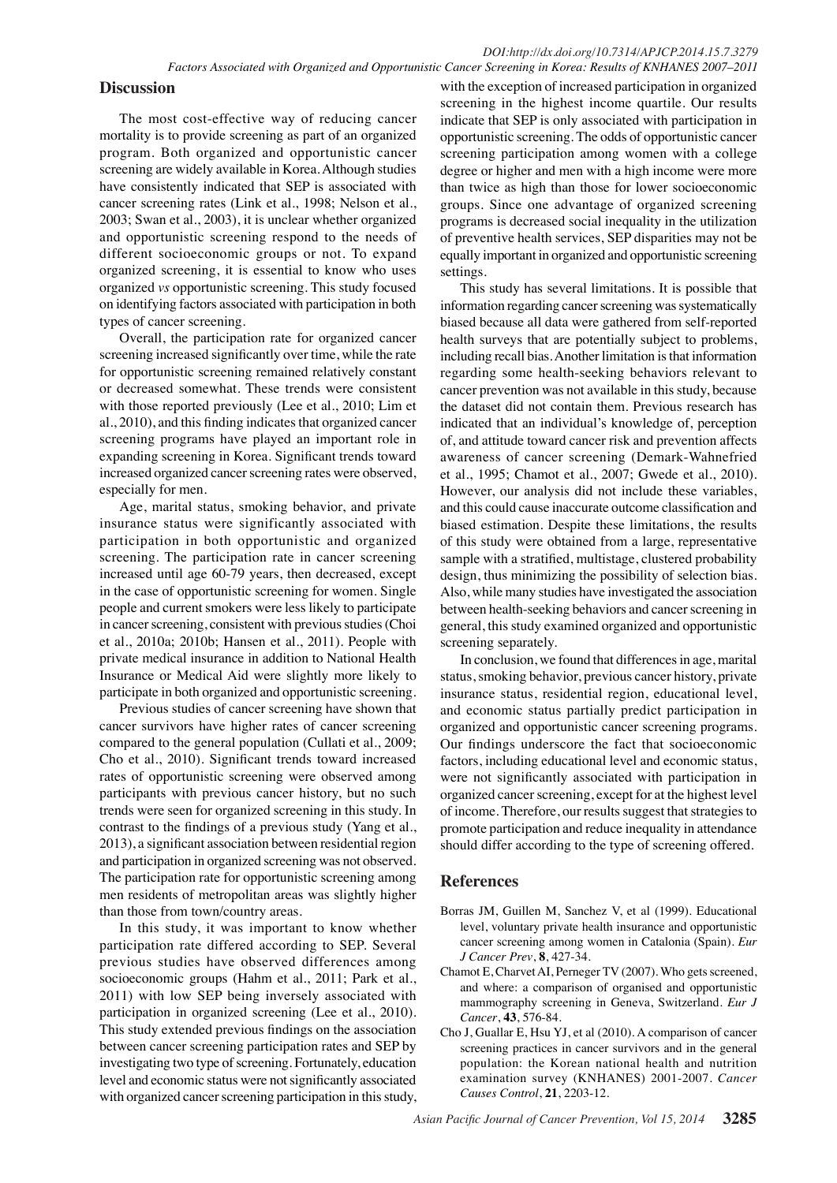## Discussion

The most cost-effective way of reducing cancer mortality is to provide screening as part of an organized program. Both organized and opportunistic cancer screening are widely available in Korea. Although studies have consistently indicated that SEP is associated with cancer screening rates (Link et al., 1998; Nelson et al., 2003; Swan et al., 2003), it is unclear whether organized and opportunistic screening respond to the needs of different socioeconomic groups or not. To expand organized screening, it is essential to know who uses organized *vs* opportunistic screening. This study focused on identifying factors associated with participation in both types of cancer screening.

Overall, the participation rate for organized cancer screening increased significantly over time, while the rate for opportunistic screening remained relatively constant or decreased somewhat. These trends were consistent with those reported previously (Lee et al., 2010; Lim et al., 2010), and this finding indicates that organized cancer screening programs have played an important role in expanding screening in Korea. Significant trends toward increased organized cancer screening rates were observed, especially for men.

Age, marital status, smoking behavior, and private insurance status were significantly associated with participation in both opportunistic and organized screening. The participation rate in cancer screening increased until age 60-79 years, then decreased, except in the case of opportunistic screening for women. Single people and current smokers were less likely to participate in cancer screening, consistent with previous studies (Choi et al., 2010a; 2010b; Hansen et al., 2011). People with private medical insurance in addition to National Health Insurance or Medical Aid were slightly more likely to participate in both organized and opportunistic screening.

Previous studies of cancer screening have shown that cancer survivors have higher rates of cancer screening compared to the general population (Cullati et al., 2009; Cho et al., 2010). Significant trends toward increased rates of opportunistic screening were observed among participants with previous cancer history, but no such trends were seen for organized screening in this study. In contrast to the findings of a previous study (Yang et al., 2013), a significant association between residential region and participation in organized screening was not observed. The participation rate for opportunistic screening among men residents of metropolitan areas was slightly higher than those from town/country areas.

In this study, it was important to know whether participation rate differed according to SEP. Several previous studies have observed differences among socioeconomic groups (Hahm et al., 2011; Park et al., 2011) with low SEP being inversely associated with participation in organized screening (Lee et al., 2010). This study extended previous findings on the association between cancer screening participation rates and SEP by investigating two type of screening. Fortunately, education level and economic status were not significantly associated with organized cancer screening participation in this study, with the exception of increased participation in organized screening in the highest income quartile. Our results indicate that SEP is only associated with participation in opportunistic screening. The odds of opportunistic cancer screening participation among women with a college degree or higher and men with a high income were more than twice as high than those for lower socioeconomic groups. Since one advantage of organized screening programs is decreased social inequality in the utilization of preventive health services, SEP disparities may not be equally important in organized and opportunistic screening settings.

This study has several limitations. It is possible that information regarding cancer screening was systematically biased because all data were gathered from self-reported health surveys that are potentially subject to problems, including recall bias. Another limitation is that information regarding some health-seeking behaviors relevant to cancer prevention was not available in this study, because the dataset did not contain them. Previous research has indicated that an individual's knowledge of, perception of, and attitude toward cancer risk and prevention affects awareness of cancer screening (Demark-Wahnefried et al., 1995; Chamot et al., 2007; Gwede et al., 2010). However, our analysis did not include these variables, and this could cause inaccurate outcome classification and biased estimation. Despite these limitations, the results of this study were obtained from a large, representative sample with a stratified, multistage, clustered probability design, thus minimizing the possibility of selection bias. Also, while many studies have investigated the association between health-seeking behaviors and cancer screening in general, this study examined organized and opportunistic screening separately.

In conclusion, we found that differences in age, marital status, smoking behavior, previous cancer history, private insurance status, residential region, educational level, and economic status partially predict participation in organized and opportunistic cancer screening programs. Our findings underscore the fact that socioeconomic factors, including educational level and economic status, were not significantly associated with participation in organized cancer screening, except for at the highest level of income. Therefore, our results suggest that strategies to promote participation and reduce inequality in attendance should differ according to the type of screening offered.

## References

Borras JM, Guillen M, Sanchez V, et al (1999). Educational level, voluntary private health insurance and opportunistic cancer screening among women in Catalonia (Spain). *Eur J Cancer Prev*, **8**, 427-34.

Chamot E, Charvet AI, Perneger TV (2007). Who gets screened, and where: a comparison of organised and opportunistic mammography screening in Geneva, Switzerland. *Eur J Cancer*, **43**, 576-84.

Cho J, Guallar E, Hsu YJ, et al (2010). A comparison of cancer screening practices in cancer survivors and in the general population: the Korean national health and nutrition examination survey (KNHANES) 2001-2007. *Cancer Causes Control*, **21**, 2203-12.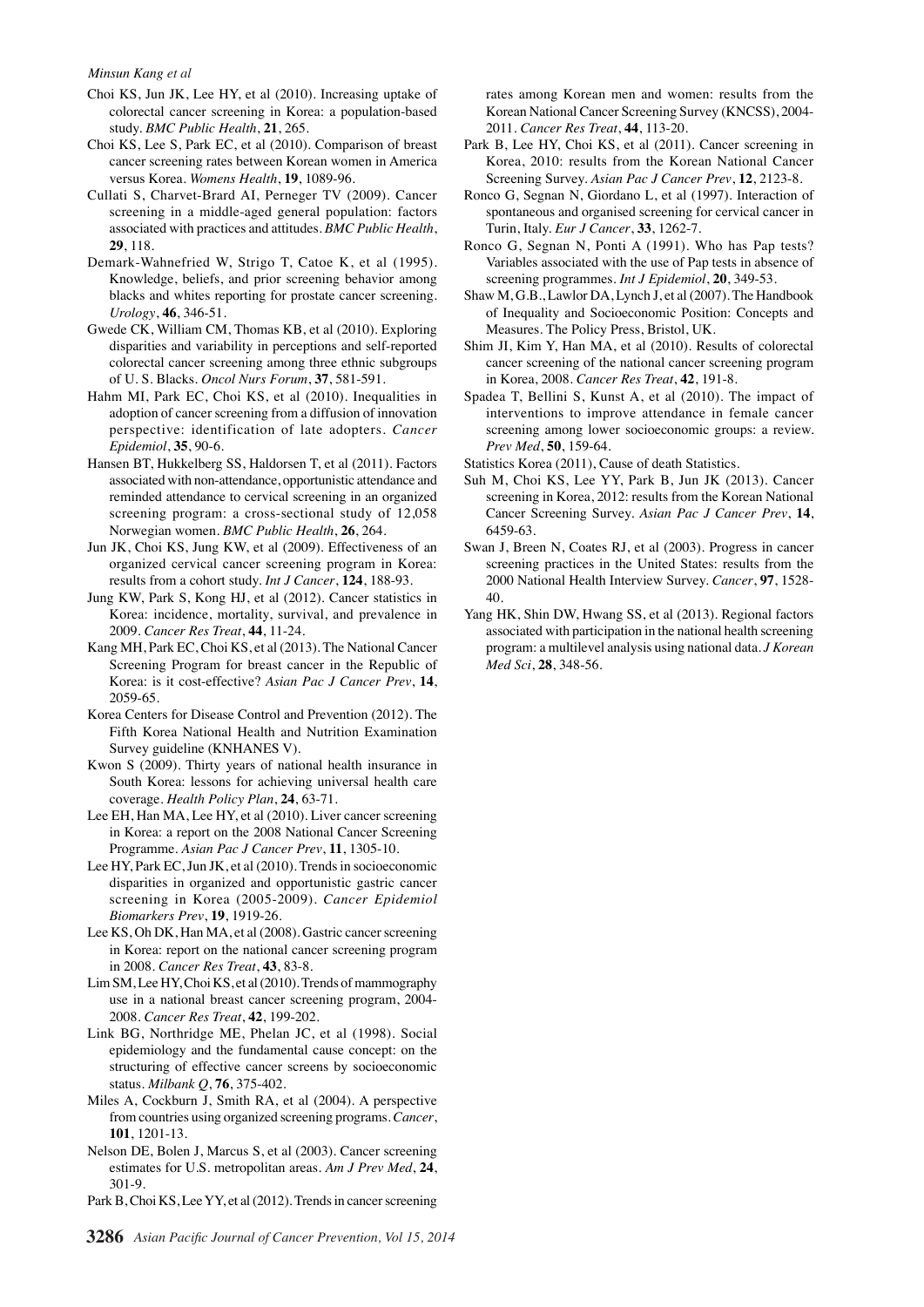Choi KS, Jun JK, Lee HY, et al (2010). Increasing uptake of colorectal cancer screening in Korea: a population-based study. *BMC Public Health*, **21**, 265.

Choi KS, Lee S, Park EC, et al (2010). Comparison of breast cancer screening rates between Korean women in America versus Korea. *Womens Health*, **19**, 1089-96.

Cullati S, Charvet-Brard AI, Perneger TV (2009). Cancer screening in a middle-aged general population: factors associated with practices and attitudes. *BMC Public Health*, **29**, 118.

Demark-Wahnefried W, Strigo T, Catoe K, et al (1995). Knowledge, beliefs, and prior screening behavior among blacks and whites reporting for prostate cancer screening. *Urology*, **46**, 346-51.

Gwede CK, William CM, Thomas KB, et al (2010). Exploring disparities and variability in perceptions and self-reported colorectal cancer screening among three ethnic subgroups of U. S. Blacks. *Oncol Nurs Forum*, **37**, 581-591.

Hahm MI, Park EC, Choi KS, et al (2010). Inequalities in adoption of cancer screening from a diffusion of innovation perspective: identification of late adopters. *Cancer Epidemiol*, **35**, 90-6.

Hansen BT, Hukkelberg SS, Haldorsen T, et al (2011). Factors associated with non-attendance, opportunistic attendance and reminded attendance to cervical screening in an organized screening program: a cross-sectional study of 12,058 Norwegian women. *BMC Public Health*, **26**, 264.

Jun JK, Choi KS, Jung KW, et al (2009). Effectiveness of an organized cervical cancer screening program in Korea: results from a cohort study. *Int J Cancer*, **124**, 188-93.

Jung KW, Park S, Kong HJ, et al (2012). Cancer statistics in Korea: incidence, mortality, survival, and prevalence in 2009. *Cancer Res Treat*, **44**, 11-24.

Kang MH, Park EC, Choi KS, et al (2013). The National Cancer Screening Program for breast cancer in the Republic of Korea: is it cost-effective? *Asian Pac J Cancer Prev*, **14**, 2059-65.

Korea Centers for Disease Control and Prevention (2012). The Fifth Korea National Health and Nutrition Examination Survey guideline (KNHANES V).

Kwon S (2009). Thirty years of national health insurance in South Korea: lessons for achieving universal health care coverage. *Health Policy Plan*, **24**, 63-71.

Lee EH, Han MA, Lee HY, et al (2010). Liver cancer screening in Korea: a report on the 2008 National Cancer Screening Programme. *Asian Pac J Cancer Prev*, **11**, 1305-10.

Lee HY, Park EC, Jun JK, et al (2010). Trends in socioeconomic disparities in organized and opportunistic gastric cancer screening in Korea (2005-2009). *Cancer Epidemiol Biomarkers Prev*, **19**, 1919-26.

Lee KS, Oh DK, Han MA, et al (2008). Gastric cancer screening in Korea: report on the national cancer screening program in 2008. *Cancer Res Treat*, **43**, 83-8.

Lim SM, Lee HY, Choi KS, et al (2010). Trends of mammography use in a national breast cancer screening program, 2004-2008. *Cancer Res Treat*, **42**, 199-202.

Link BG, Northridge ME, Phelan JC, et al (1998). Social epidemiology and the fundamental cause concept: on the structuring of effective cancer screens by socioeconomic status. *Milbank Q*, **76**, 375-402.

Miles A, Cockburn J, Smith RA, et al (2004). A perspective from countries using organized screening programs. *Cancer*, **101**, 1201-13.

Nelson DE, Bolen J, Marcus S, et al (2003). Cancer screening estimates for U.S. metropolitan areas. *Am J Prev Med*, **24**, 301-9.

Park B, Choi KS, Lee YY, et al (2012). Trends in cancer screening rates among Korean men and women: results from the Korean National Cancer Screening Survey (KNCSS), 2004-2011. *Cancer Res Treat*, **44**, 113-20.

Park B, Lee HY, Choi KS, et al (2011). Cancer screening in Korea, 2010: results from the Korean National Cancer Screening Survey. *Asian Pac J Cancer Prev*, **12**, 2123-8.

Ronco G, Segnan N, Giordano L, et al (1997). Interaction of spontaneous and organised screening for cervical cancer in Turin, Italy. *Eur J Cancer*, **33**, 1262-7.

Ronco G, Segnan N, Ponti A (1991). Who has Pap tests? Variables associated with the use of Pap tests in absence of screening programmes. *Int J Epidemiol*, **20**, 349-53.

Shaw M, G.B., Lawlor DA, Lynch J, et al (2007). The Handbook of Inequality and Socioeconomic Position: Concepts and Measures. The Policy Press, Bristol, UK.

Shim JI, Kim Y, Han MA, et al (2010). Results of colorectal cancer screening of the national cancer screening program in Korea, 2008. *Cancer Res Treat*, **42**, 191-8.

Spadea T, Bellini S, Kunst A, et al (2010). The impact of interventions to improve attendance in female cancer screening among lower socioeconomic groups: a review. *Prev Med*, **50**, 159-64.

Statistics Korea (2011), Cause of death Statistics.

Suh M, Choi KS, Lee YY, Park B, Jun JK (2013). Cancer screening in Korea, 2012: results from the Korean National Cancer Screening Survey. *Asian Pac J Cancer Prev*, **14**, 6459-63.

Swan J, Breen N, Coates RJ, et al (2003). Progress in cancer screening practices in the United States: results from the 2000 National Health Interview Survey. *Cancer*, **97**, 1528-40.

Yang HK, Shin DW, Hwang SS, et al (2013). Regional factors associated with participation in the national health screening program: a multilevel analysis using national data. *J Korean Med Sci*, **28**, 348-56.